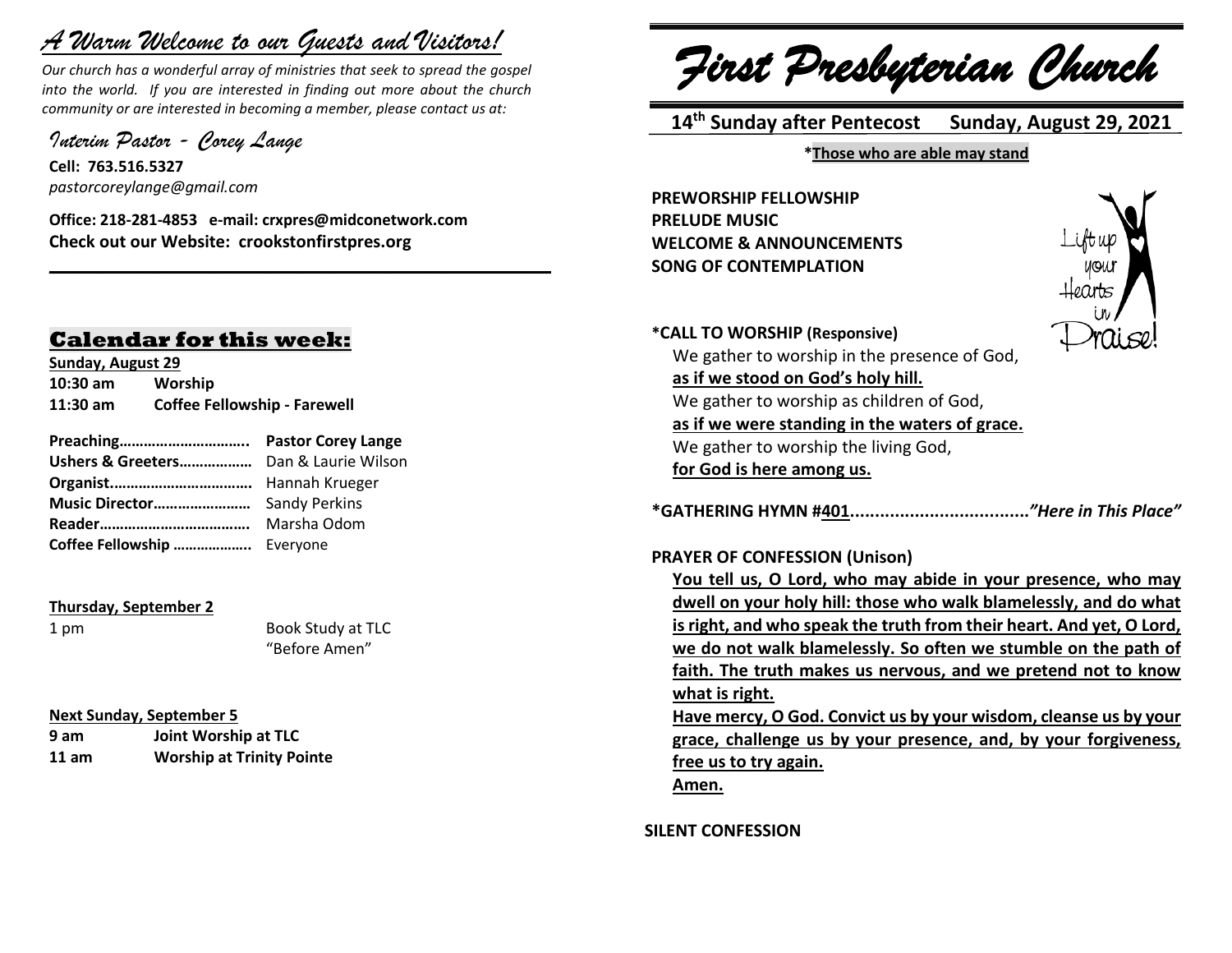# *A Warm Welcome to our Guests and Visitors!*

*Our church has a wonderful array of ministries that seek to spread the gospel into the world. If you are interested in finding out more about the church community or are interested in becoming a member, please contact us at:*

*Interim Pastor - Corey Lange*

**Cell: 763.516.5327**
*pastorcoreylange@gmail.com*

**Office: 218-281-4853 e-mail: crxpres@midconetwork.com**
**Check out our Website: crookstonfirstpres.org**

## Calendar for this week:

**Sunday, August 29**

| | |
|---|---|
| **10:30 am** | **Worship** |
| **11:30 am** | **Coffee Fellowship - Farewell** |

| | |
|---|---|
| **Preaching…………………………..** | **Pastor Corey Lange** |
| **Ushers & Greeters………………** | Dan & Laurie Wilson |
| **Organist……………………………..** | Hannah Krueger |
| **Music Director……………………** | Sandy Perkins |
| **Reader……………………………….** | Marsha Odom |
| **Coffee Fellowship ………………..** | Everyone |

**Thursday, September 2**

1 pm — Book Study at TLC "Before Amen"

**Next Sunday, September 5**

| | |
|---|---|
| **9 am** | **Joint Worship at TLC** |
| **11 am** | **Worship at Trinity Pointe** |

# *First Presbyterian Church*

**14th Sunday after Pentecost Sunday, August 29, 2021**

**\*Those who are able may stand**

**PREWORSHIP FELLOWSHIP**
**PRELUDE MUSIC**
**WELCOME & ANNOUNCEMENTS**
**SONG OF CONTEMPLATION**

Lift up your Hearts in Praise!

**\*CALL TO WORSHIP (Responsive)**

We gather to worship in the presence of God,
**as if we stood on God's holy hill.**
We gather to worship as children of God,
**as if we were standing in the waters of grace.**
We gather to worship the living God,
**for God is here among us.**

**\*GATHERING HYMN #401....................................** ***"Here in This Place"***

**PRAYER OF CONFESSION (Unison)**

**You tell us, O Lord, who may abide in your presence, who may dwell on your holy hill: those who walk blamelessly, and do what is right, and who speak the truth from their heart. And yet, O Lord, we do not walk blamelessly. So often we stumble on the path of faith. The truth makes us nervous, and we pretend not to know what is right.**

**Have mercy, O God. Convict us by your wisdom, cleanse us by your grace, challenge us by your presence, and, by your forgiveness, free us to try again.**

**Amen.**

**SILENT CONFESSION**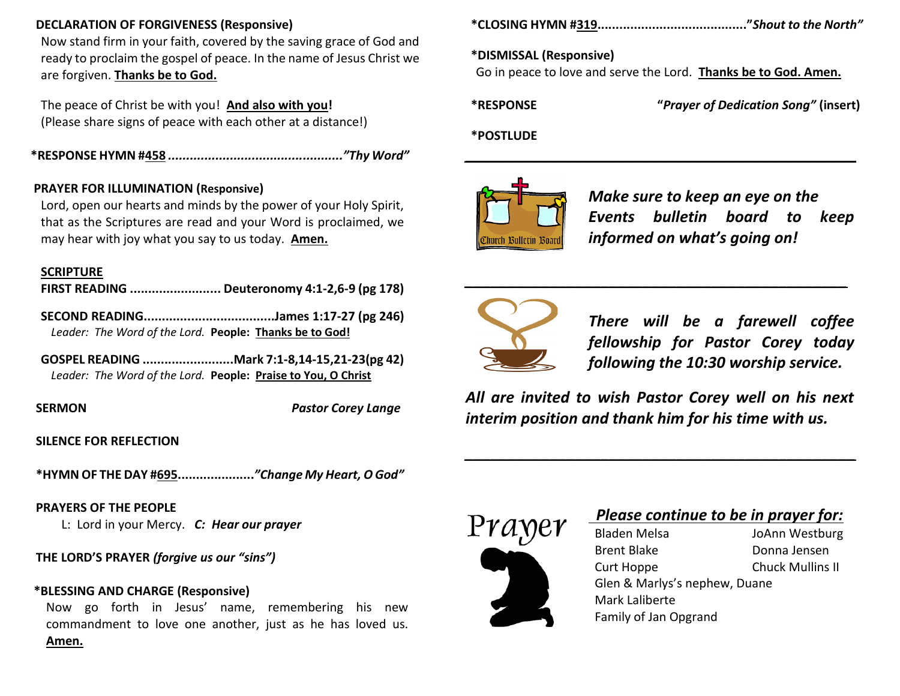**DECLARATION OF FORGIVENESS (Responsive)**

Now stand firm in your faith, covered by the saving grace of God and ready to proclaim the gospel of peace. In the name of Jesus Christ we are forgiven. **Thanks be to God.**

The peace of Christ be with you! **And also with you!**
(Please share signs of peace with each other at a distance!)

**\*RESPONSE HYMN #458 ...............................................*"Thy Word"***

**PRAYER FOR ILLUMINATION (Responsive)**

Lord, open our hearts and minds by the power of your Holy Spirit, that as the Scriptures are read and your Word is proclaimed, we may hear with joy what you say to us today. **Amen.**

**SCRIPTURE**

**FIRST READING ......................... Deuteronomy 4:1-2,6-9 (pg 178)**

**SECOND READING....................................James 1:17-27 (pg 246)**

*Leader: The Word of the Lord.* **People: Thanks be to God!**

**GOSPEL READING .........................Mark 7:1-8,14-15,21-23(pg 42)**

*Leader: The Word of the Lord.* **People: Praise to You, O Christ**

**SERMON** ***Pastor Corey Lange***

**SILENCE FOR REFLECTION**

**\*HYMN OF THE DAY #695....................*"Change My Heart, O God"***

**PRAYERS OF THE PEOPLE**

L: Lord in your Mercy. ***C: Hear our prayer***

**THE LORD'S PRAYER *(forgive us our "sins")***

**\*BLESSING AND CHARGE (Responsive)**

Now go forth in Jesus' name, remembering his new commandment to love one another, just as he has loved us. **Amen.**

**\*CLOSING HYMN #319........................................*"Shout to the North"***

**\*DISMISSAL (Responsive)**

Go in peace to love and serve the Lord. **Thanks be to God. Amen.**

**\*RESPONSE** ***"Prayer of Dedication Song"* (insert)**

**\*POSTLUDE**

---

***Make sure to keep an eye on the Events bulletin board to keep informed on what's going on!***

---

***There will be a farewell coffee fellowship for Pastor Corey today following the 10:30 worship service.***

***All are invited to wish Pastor Corey well on his next interim position and thank him for his time with us.***

---

Prayer

***Please continue to be in prayer for:***

Bladen Melsa
Brent Blake
Curt Hoppe
JoAnn Westburg
Donna Jensen
Chuck Mullins II
Glen & Marlys's nephew, Duane
Mark Laliberte
Family of Jan Opgrand